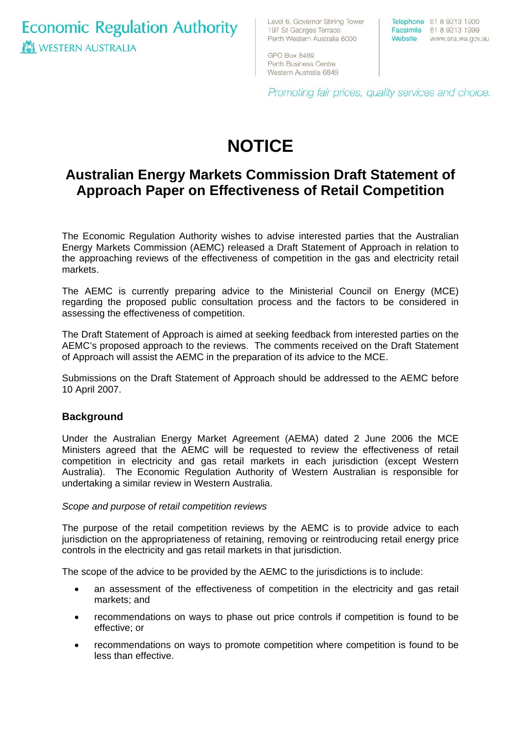Economic Regulation Authority
WESTERN AUSTRALIA

Level 6, Governor Stirling Tower
197 St Georges Terrace
Perth Western Australia 6000

GPO Box 8469
Perth Business Centre
Western Australia 6849

Telephone 61 8 9213 1900
Facsimile 61 8 9213 1999
Website www.era.wa.gov.au

*Promoting fair prices, quality services and choice.*

# NOTICE

## Australian Energy Markets Commission Draft Statement of Approach Paper on Effectiveness of Retail Competition

The Economic Regulation Authority wishes to advise interested parties that the Australian Energy Markets Commission (AEMC) released a Draft Statement of Approach in relation to the approaching reviews of the effectiveness of competition in the gas and electricity retail markets.

The AEMC is currently preparing advice to the Ministerial Council on Energy (MCE) regarding the proposed public consultation process and the factors to be considered in assessing the effectiveness of competition.

The Draft Statement of Approach is aimed at seeking feedback from interested parties on the AEMC's proposed approach to the reviews. The comments received on the Draft Statement of Approach will assist the AEMC in the preparation of its advice to the MCE.

Submissions on the Draft Statement of Approach should be addressed to the AEMC before 10 April 2007.

### Background

Under the Australian Energy Market Agreement (AEMA) dated 2 June 2006 the MCE Ministers agreed that the AEMC will be requested to review the effectiveness of retail competition in electricity and gas retail markets in each jurisdiction (except Western Australia). The Economic Regulation Authority of Western Australian is responsible for undertaking a similar review in Western Australia.

*Scope and purpose of retail competition reviews*

The purpose of the retail competition reviews by the AEMC is to provide advice to each jurisdiction on the appropriateness of retaining, removing or reintroducing retail energy price controls in the electricity and gas retail markets in that jurisdiction.

The scope of the advice to be provided by the AEMC to the jurisdictions is to include:

- an assessment of the effectiveness of competition in the electricity and gas retail markets; and
- recommendations on ways to phase out price controls if competition is found to be effective; or
- recommendations on ways to promote competition where competition is found to be less than effective.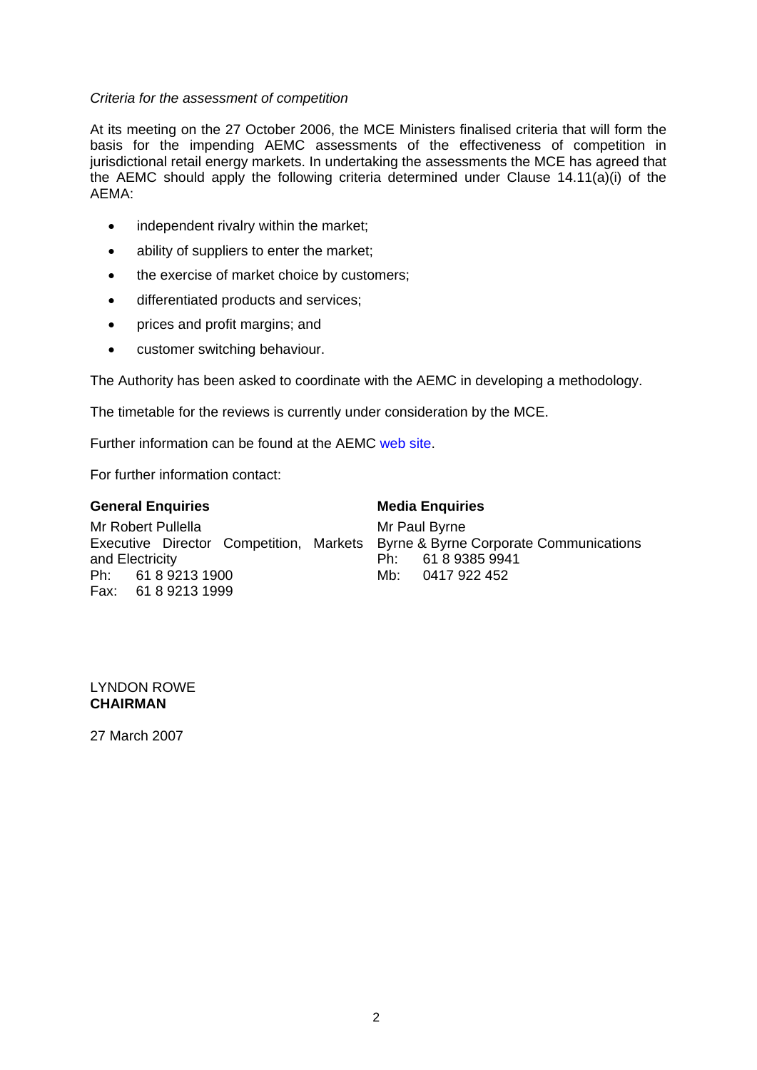*Criteria for the assessment of competition*

At its meeting on the 27 October 2006, the MCE Ministers finalised criteria that will form the basis for the impending AEMC assessments of the effectiveness of competition in jurisdictional retail energy markets. In undertaking the assessments the MCE has agreed that the AEMC should apply the following criteria determined under Clause 14.11(a)(i) of the AEMA:

- independent rivalry within the market;
- ability of suppliers to enter the market;
- the exercise of market choice by customers;
- differentiated products and services;
- prices and profit margins; and
- customer switching behaviour.

The Authority has been asked to coordinate with the AEMC in developing a methodology.

The timetable for the reviews is currently under consideration by the MCE.

Further information can be found at the AEMC web site.

For further information contact:

**General Enquiries**

Mr Robert Pullella
Executive Director Competition, Markets and Electricity
Ph: 61 8 9213 1900
Fax: 61 8 9213 1999

**Media Enquiries**

Mr Paul Byrne
Byrne & Byrne Corporate Communications
Ph: 61 8 9385 9941
Mb: 0417 922 452

LYNDON ROWE
**CHAIRMAN**

27 March 2007